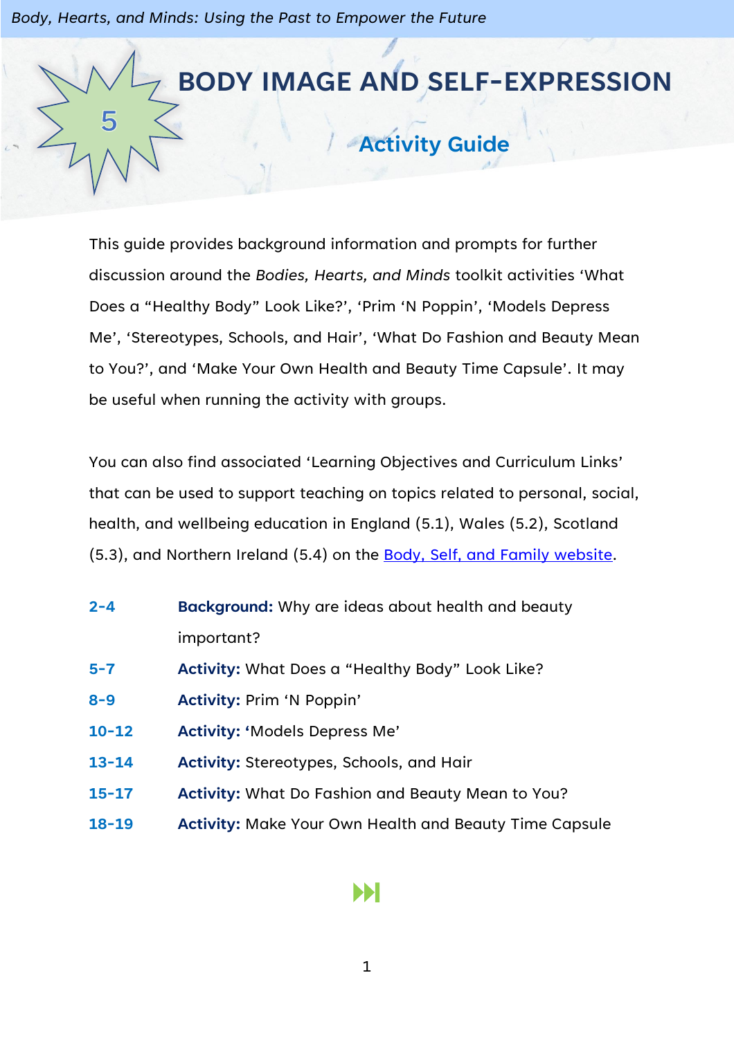# 5 BODY IMAGE AND SELF-EXPRESSION

## Activity Guide

This guide provides background information and prompts for further discussion around the *Bodies, Hearts, and Minds* toolkit activities 'What Does a "Healthy Body" Look Like?', 'Prim 'N Poppin', 'Models Depress Me', 'Stereotypes, Schools, and Hair', 'What Do Fashion and Beauty Mean to You?', and 'Make Your Own Health and Beauty Time Capsule'. It may be useful when running the activity with groups.

You can also find associated 'Learning Objectives and Curriculum Links' that can be used to support teaching on topics related to personal, social, health, and wellbeing education in England (5.1), Wales (5.2), Scotland (5.3), and Northern Ireland (5.4) on the Body, Self, and Family website.

| | |
|---|---|
| **2-4** | **Background:** Why are ideas about health and beauty important? |
| **5-7** | **Activity:** What Does a "Healthy Body" Look Like? |
| **8-9** | **Activity:** Prim 'N Poppin' |
| **10-12** | **Activity:** 'Models Depress Me' |
| **13-14** | **Activity:** Stereotypes, Schools, and Hair |
| **15-17** | **Activity:** What Do Fashion and Beauty Mean to You? |
| **18-19** | **Activity:** Make Your Own Health and Beauty Time Capsule |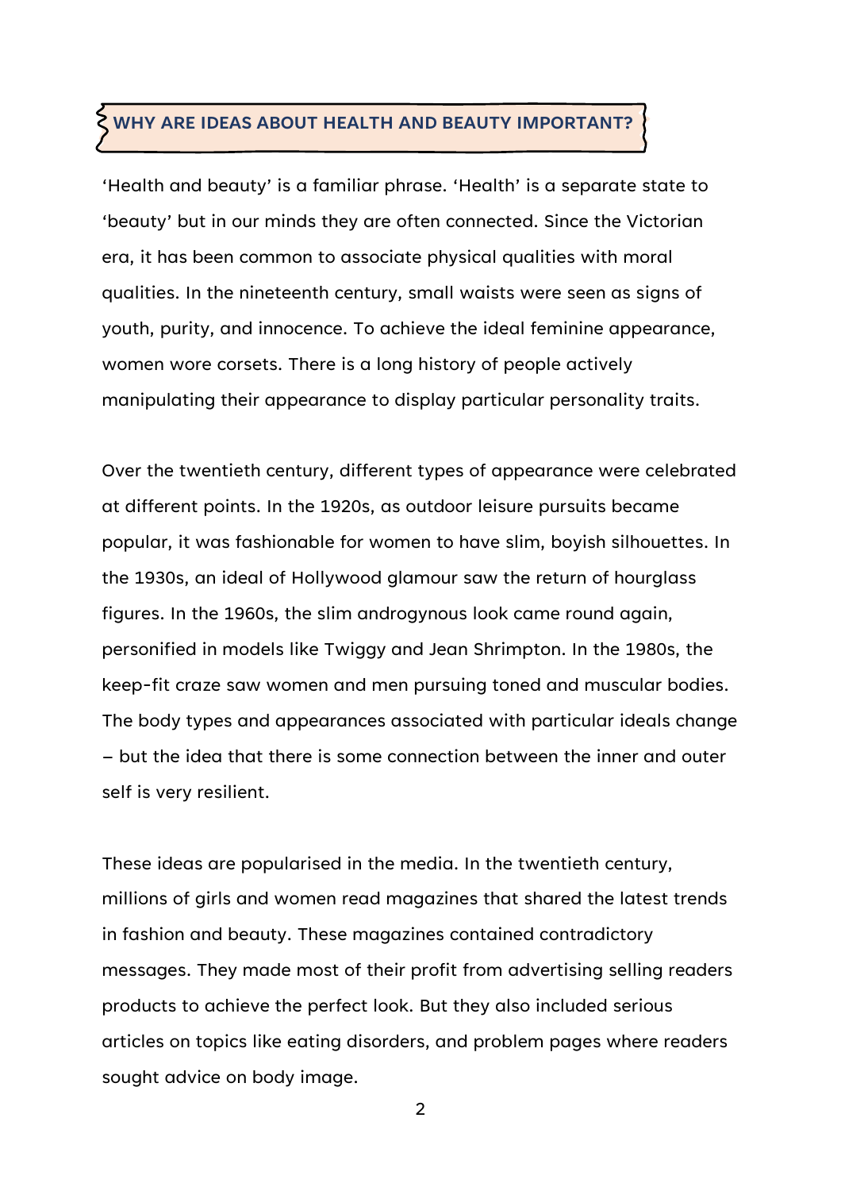## WHY ARE IDEAS ABOUT HEALTH AND BEAUTY IMPORTANT?

'Health and beauty' is a familiar phrase. 'Health' is a separate state to 'beauty' but in our minds they are often connected. Since the Victorian era, it has been common to associate physical qualities with moral qualities. In the nineteenth century, small waists were seen as signs of youth, purity, and innocence. To achieve the ideal feminine appearance, women wore corsets. There is a long history of people actively manipulating their appearance to display particular personality traits.

Over the twentieth century, different types of appearance were celebrated at different points. In the 1920s, as outdoor leisure pursuits became popular, it was fashionable for women to have slim, boyish silhouettes. In the 1930s, an ideal of Hollywood glamour saw the return of hourglass figures. In the 1960s, the slim androgynous look came round again, personified in models like Twiggy and Jean Shrimpton. In the 1980s, the keep-fit craze saw women and men pursuing toned and muscular bodies. The body types and appearances associated with particular ideals change – but the idea that there is some connection between the inner and outer self is very resilient.

These ideas are popularised in the media. In the twentieth century, millions of girls and women read magazines that shared the latest trends in fashion and beauty. These magazines contained contradictory messages. They made most of their profit from advertising selling readers products to achieve the perfect look. But they also included serious articles on topics like eating disorders, and problem pages where readers sought advice on body image.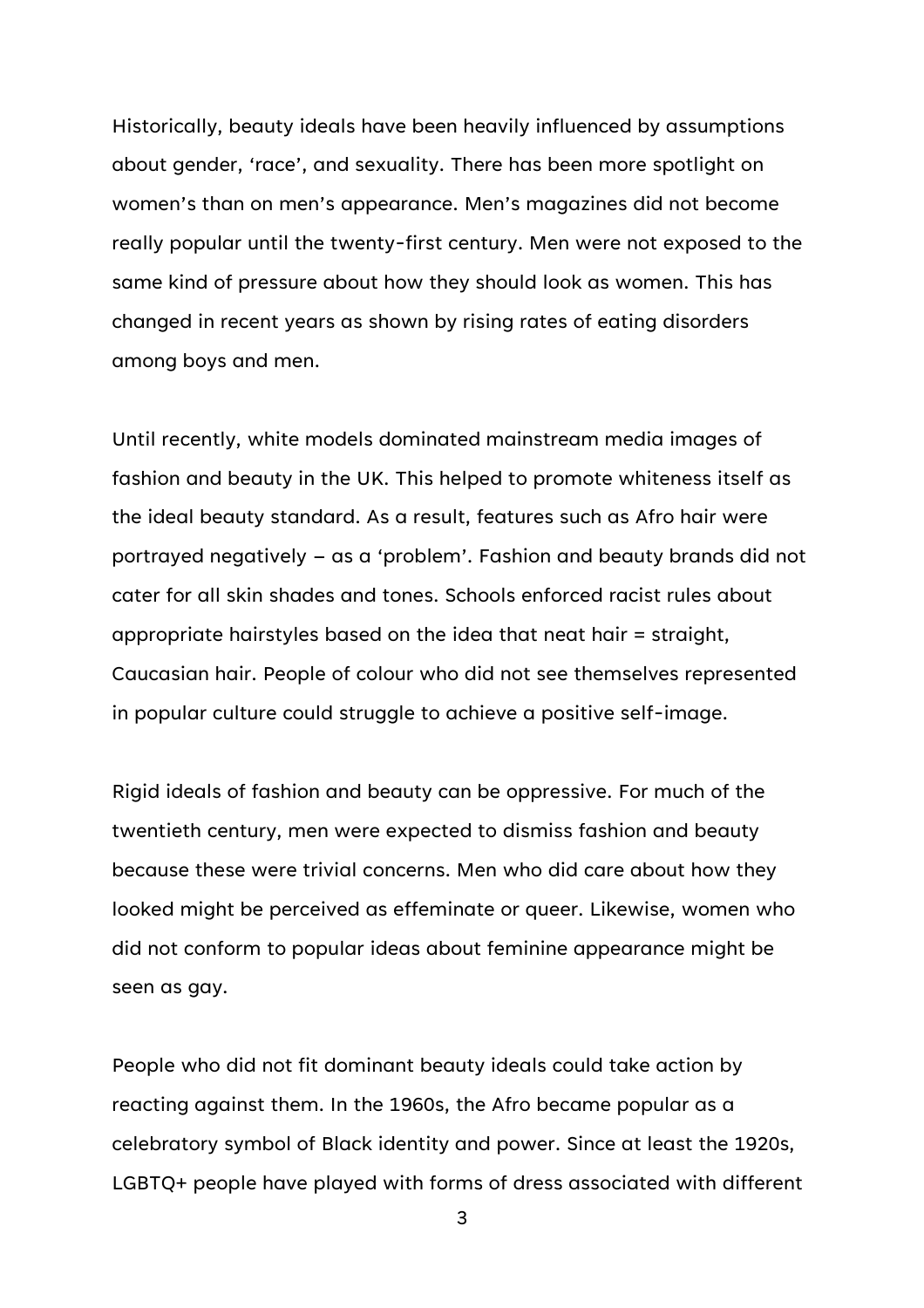Historically, beauty ideals have been heavily influenced by assumptions about gender, 'race', and sexuality. There has been more spotlight on women's than on men's appearance. Men's magazines did not become really popular until the twenty-first century. Men were not exposed to the same kind of pressure about how they should look as women. This has changed in recent years as shown by rising rates of eating disorders among boys and men.

Until recently, white models dominated mainstream media images of fashion and beauty in the UK. This helped to promote whiteness itself as the ideal beauty standard. As a result, features such as Afro hair were portrayed negatively – as a 'problem'. Fashion and beauty brands did not cater for all skin shades and tones. Schools enforced racist rules about appropriate hairstyles based on the idea that neat hair = straight, Caucasian hair. People of colour who did not see themselves represented in popular culture could struggle to achieve a positive self-image.

Rigid ideals of fashion and beauty can be oppressive. For much of the twentieth century, men were expected to dismiss fashion and beauty because these were trivial concerns. Men who did care about how they looked might be perceived as effeminate or queer. Likewise, women who did not conform to popular ideas about feminine appearance might be seen as gay.

People who did not fit dominant beauty ideals could take action by reacting against them. In the 1960s, the Afro became popular as a celebratory symbol of Black identity and power. Since at least the 1920s, LGBTQ+ people have played with forms of dress associated with different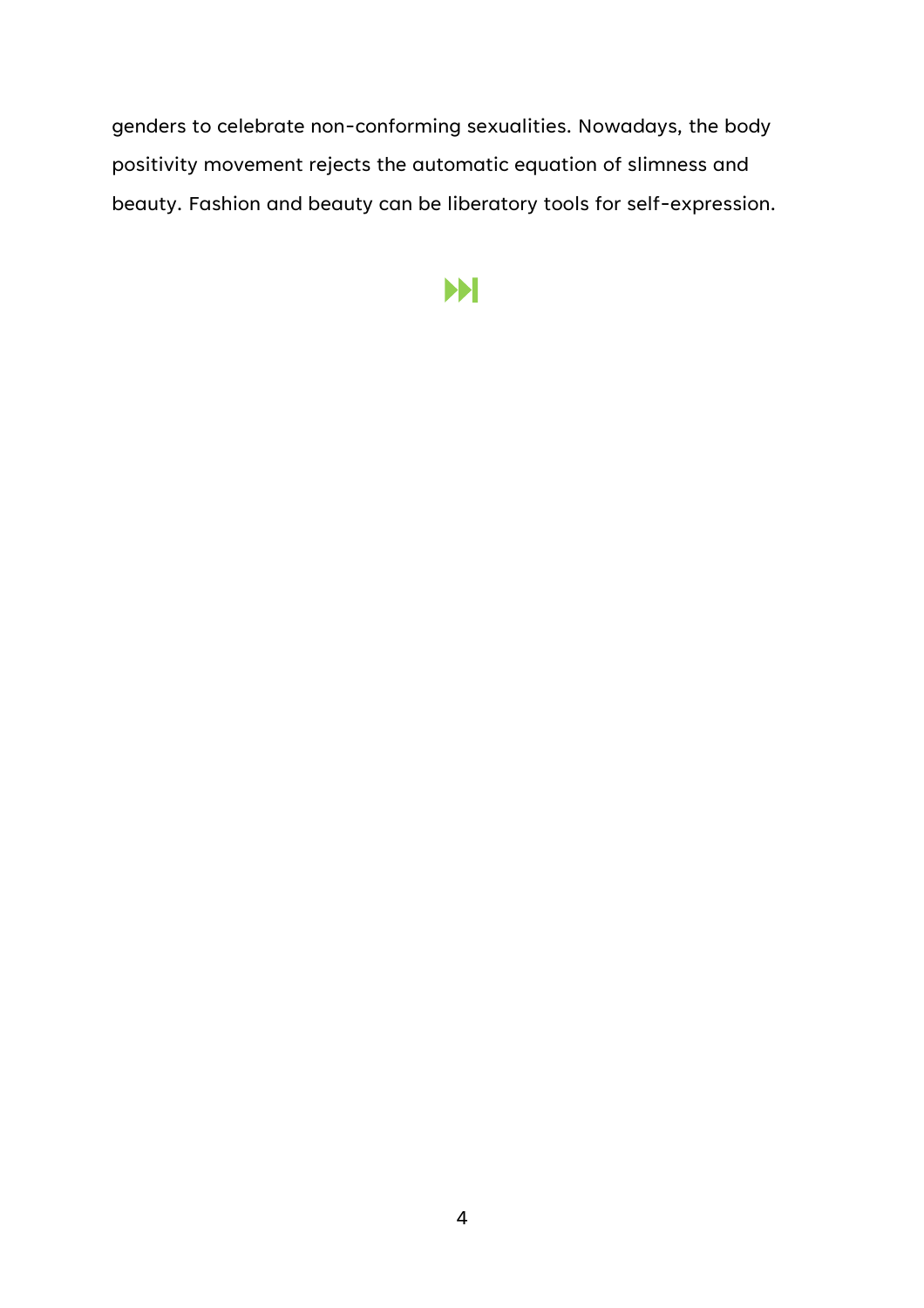genders to celebrate non-conforming sexualities. Nowadays, the body positivity movement rejects the automatic equation of slimness and beauty. Fashion and beauty can be liberatory tools for self-expression.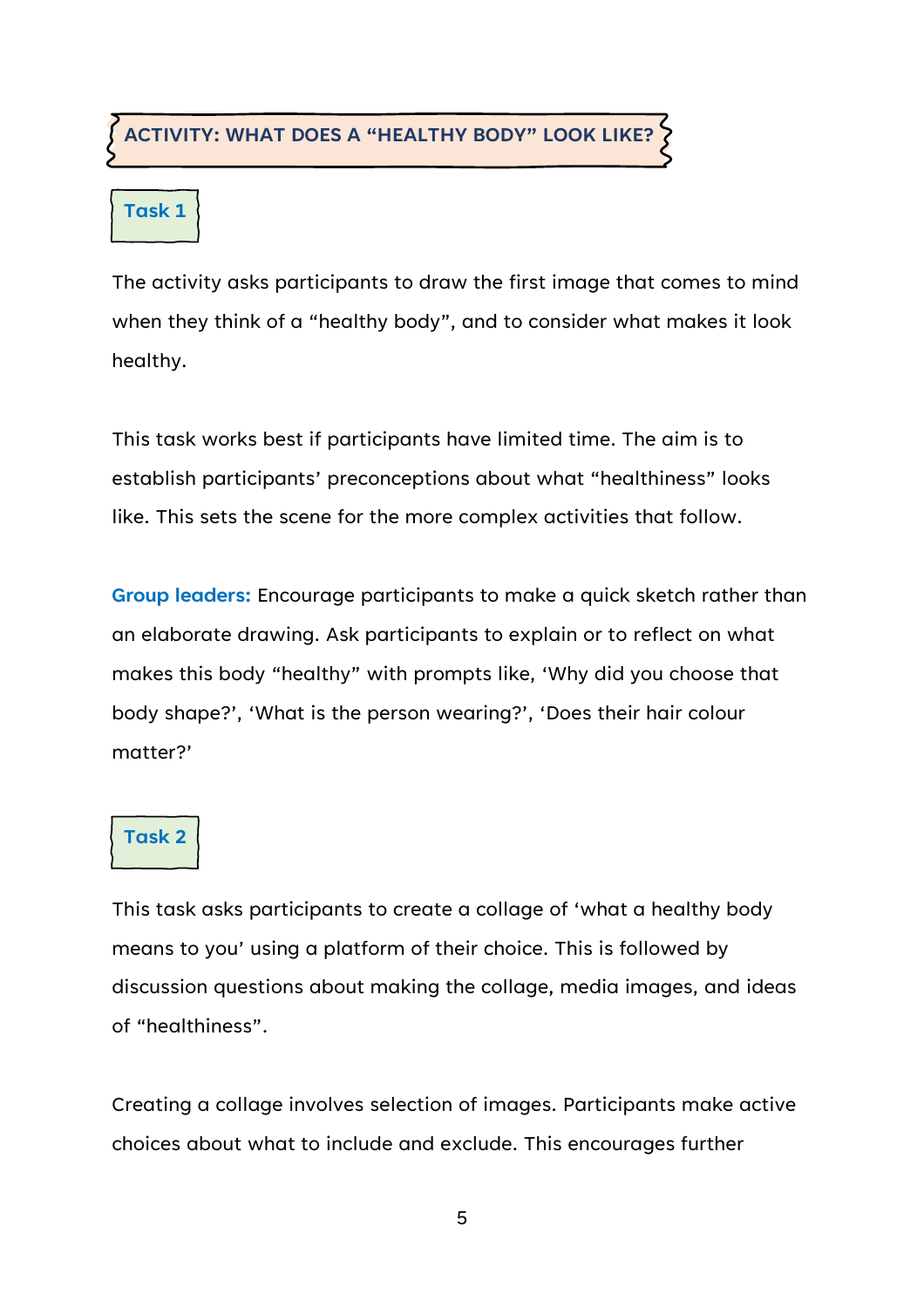## ACTIVITY: WHAT DOES A "HEALTHY BODY" LOOK LIKE?

### Task 1

The activity asks participants to draw the first image that comes to mind when they think of a "healthy body", and to consider what makes it look healthy.

This task works best if participants have limited time. The aim is to establish participants' preconceptions about what "healthiness" looks like. This sets the scene for the more complex activities that follow.

**Group leaders:** Encourage participants to make a quick sketch rather than an elaborate drawing. Ask participants to explain or to reflect on what makes this body "healthy" with prompts like, 'Why did you choose that body shape?', 'What is the person wearing?', 'Does their hair colour matter?'

### Task 2

This task asks participants to create a collage of 'what a healthy body means to you' using a platform of their choice. This is followed by discussion questions about making the collage, media images, and ideas of "healthiness".

Creating a collage involves selection of images. Participants make active choices about what to include and exclude. This encourages further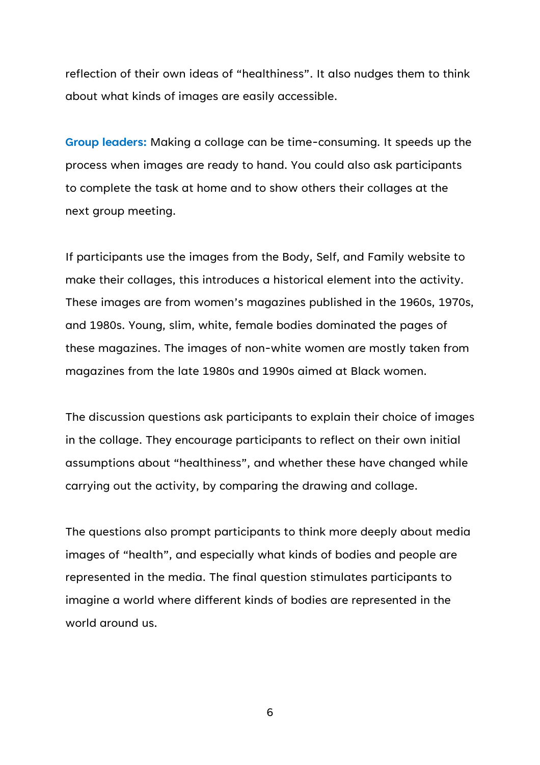reflection of their own ideas of "healthiness". It also nudges them to think about what kinds of images are easily accessible.

**Group leaders:** Making a collage can be time-consuming. It speeds up the process when images are ready to hand. You could also ask participants to complete the task at home and to show others their collages at the next group meeting.

If participants use the images from the Body, Self, and Family website to make their collages, this introduces a historical element into the activity. These images are from women's magazines published in the 1960s, 1970s, and 1980s. Young, slim, white, female bodies dominated the pages of these magazines. The images of non-white women are mostly taken from magazines from the late 1980s and 1990s aimed at Black women.

The discussion questions ask participants to explain their choice of images in the collage. They encourage participants to reflect on their own initial assumptions about "healthiness", and whether these have changed while carrying out the activity, by comparing the drawing and collage.

The questions also prompt participants to think more deeply about media images of "health", and especially what kinds of bodies and people are represented in the media. The final question stimulates participants to imagine a world where different kinds of bodies are represented in the world around us.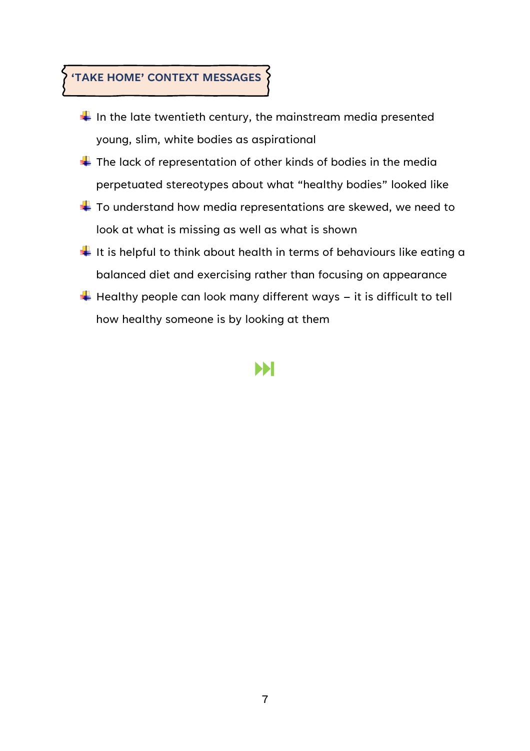## 'TAKE HOME' CONTEXT MESSAGES

- In the late twentieth century, the mainstream media presented young, slim, white bodies as aspirational
- The lack of representation of other kinds of bodies in the media perpetuated stereotypes about what "healthy bodies" looked like
- To understand how media representations are skewed, we need to look at what is missing as well as what is shown
- It is helpful to think about health in terms of behaviours like eating a balanced diet and exercising rather than focusing on appearance
- Healthy people can look many different ways – it is difficult to tell how healthy someone is by looking at them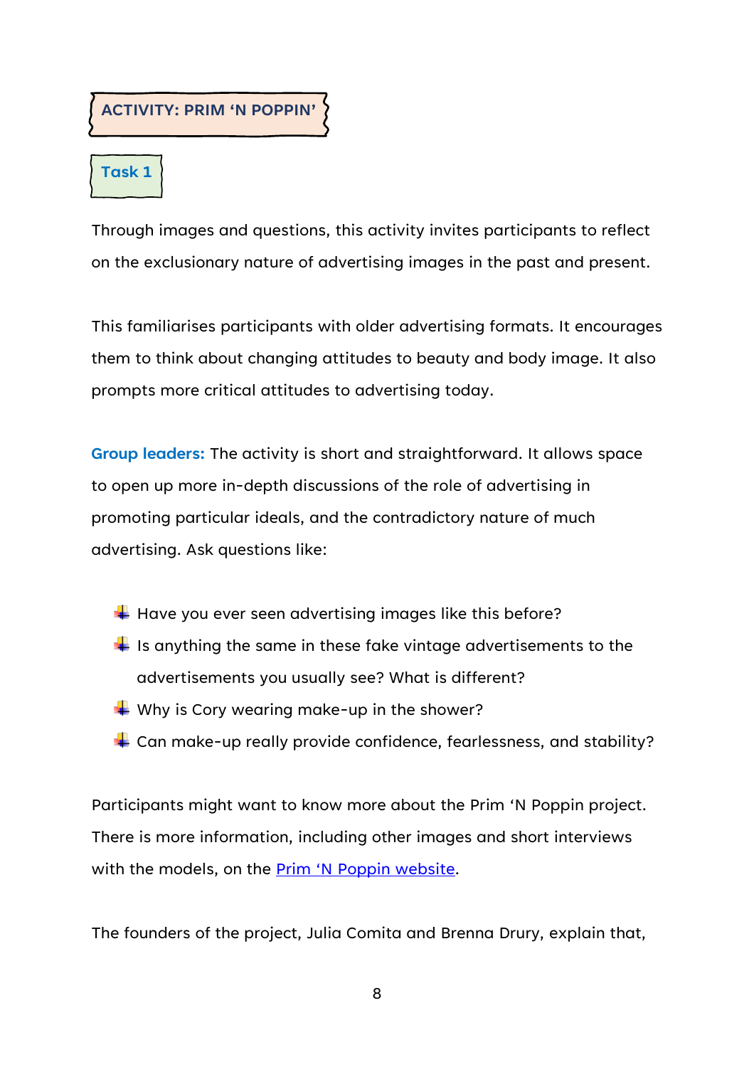## ACTIVITY: PRIM 'N POPPIN'

### Task 1

Through images and questions, this activity invites participants to reflect on the exclusionary nature of advertising images in the past and present.

This familiarises participants with older advertising formats. It encourages them to think about changing attitudes to beauty and body image. It also prompts more critical attitudes to advertising today.

**Group leaders:** The activity is short and straightforward. It allows space to open up more in-depth discussions of the role of advertising in promoting particular ideals, and the contradictory nature of much advertising. Ask questions like:

- Have you ever seen advertising images like this before?
- Is anything the same in these fake vintage advertisements to the advertisements you usually see? What is different?
- Why is Cory wearing make-up in the shower?
- Can make-up really provide confidence, fearlessness, and stability?

Participants might want to know more about the Prim 'N Poppin project. There is more information, including other images and short interviews with the models, on the Prim 'N Poppin website.

The founders of the project, Julia Comita and Brenna Drury, explain that,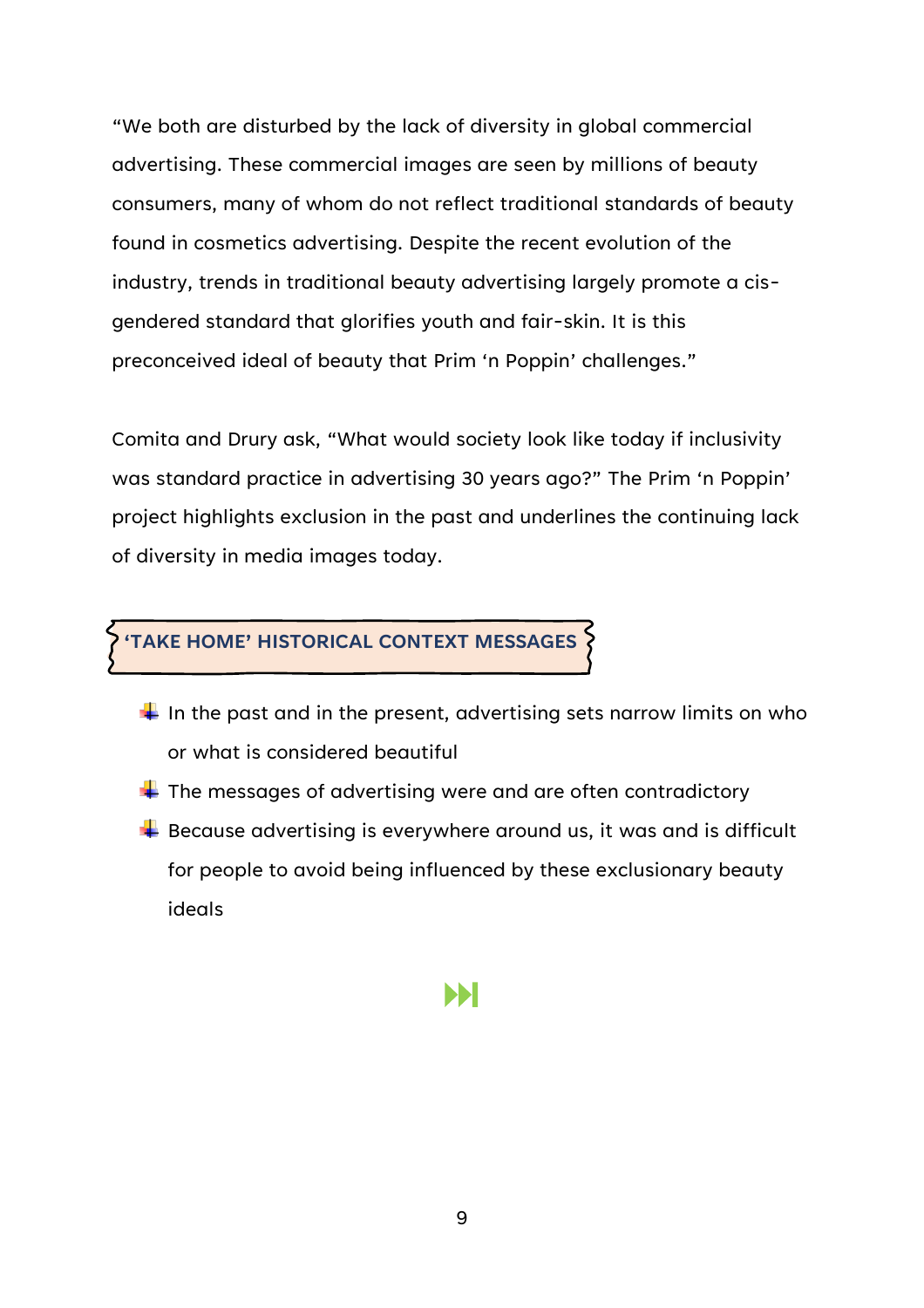"We both are disturbed by the lack of diversity in global commercial advertising. These commercial images are seen by millions of beauty consumers, many of whom do not reflect traditional standards of beauty found in cosmetics advertising. Despite the recent evolution of the industry, trends in traditional beauty advertising largely promote a cis-gendered standard that glorifies youth and fair-skin. It is this preconceived ideal of beauty that Prim 'n Poppin' challenges."

Comita and Drury ask, "What would society look like today if inclusivity was standard practice in advertising 30 years ago?" The Prim 'n Poppin' project highlights exclusion in the past and underlines the continuing lack of diversity in media images today.

## 'TAKE HOME' HISTORICAL CONTEXT MESSAGES

- In the past and in the present, advertising sets narrow limits on who or what is considered beautiful
- The messages of advertising were and are often contradictory
- Because advertising is everywhere around us, it was and is difficult for people to avoid being influenced by these exclusionary beauty ideals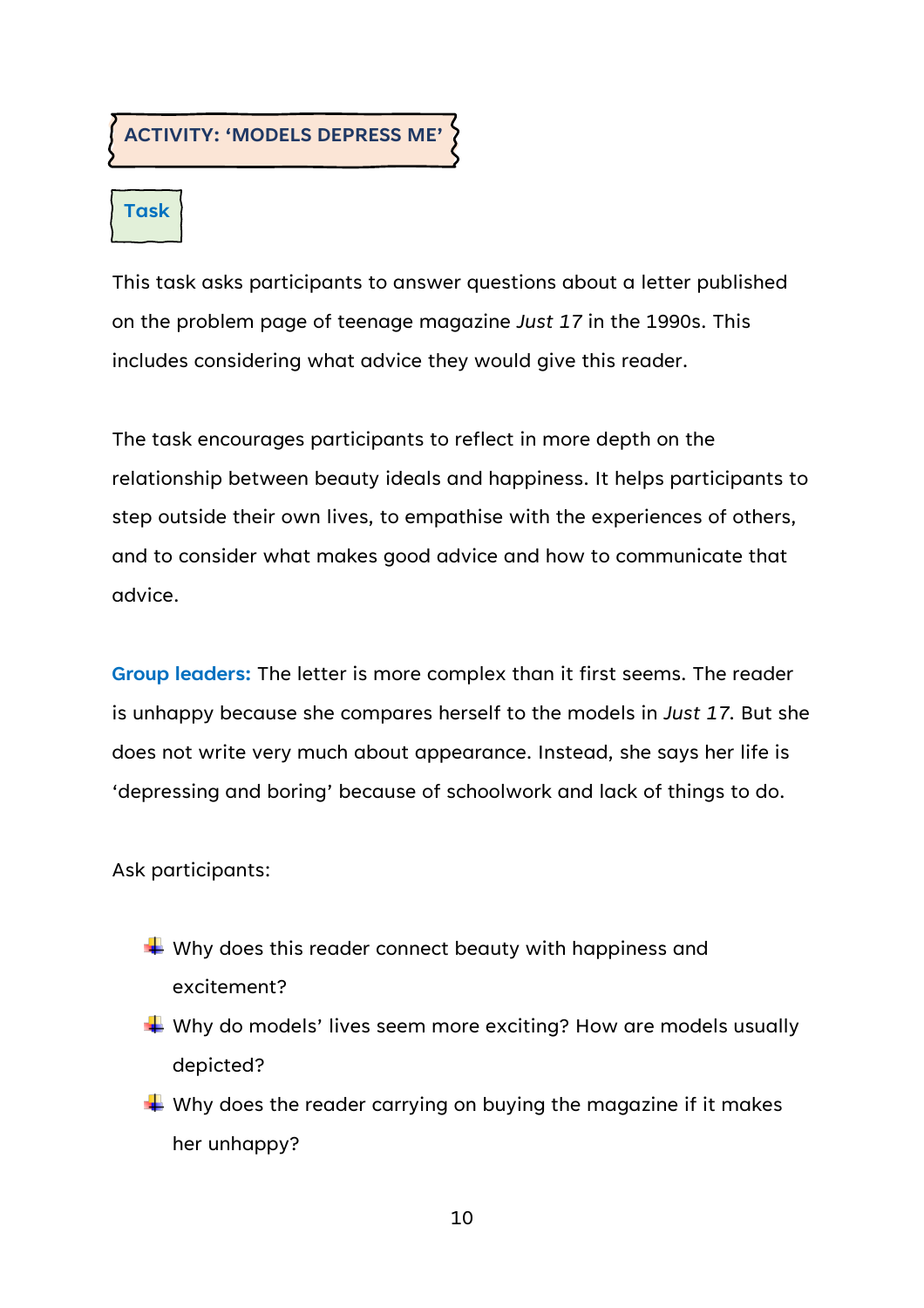## ACTIVITY: 'MODELS DEPRESS ME'

### Task

This task asks participants to answer questions about a letter published on the problem page of teenage magazine *Just 17* in the 1990s. This includes considering what advice they would give this reader.

The task encourages participants to reflect in more depth on the relationship between beauty ideals and happiness. It helps participants to step outside their own lives, to empathise with the experiences of others, and to consider what makes good advice and how to communicate that advice.

**Group leaders:** The letter is more complex than it first seems. The reader is unhappy because she compares herself to the models in *Just 17*. But she does not write very much about appearance. Instead, she says her life is 'depressing and boring' because of schoolwork and lack of things to do.

Ask participants:

- Why does this reader connect beauty with happiness and excitement?
- Why do models' lives seem more exciting? How are models usually depicted?
- Why does the reader carrying on buying the magazine if it makes her unhappy?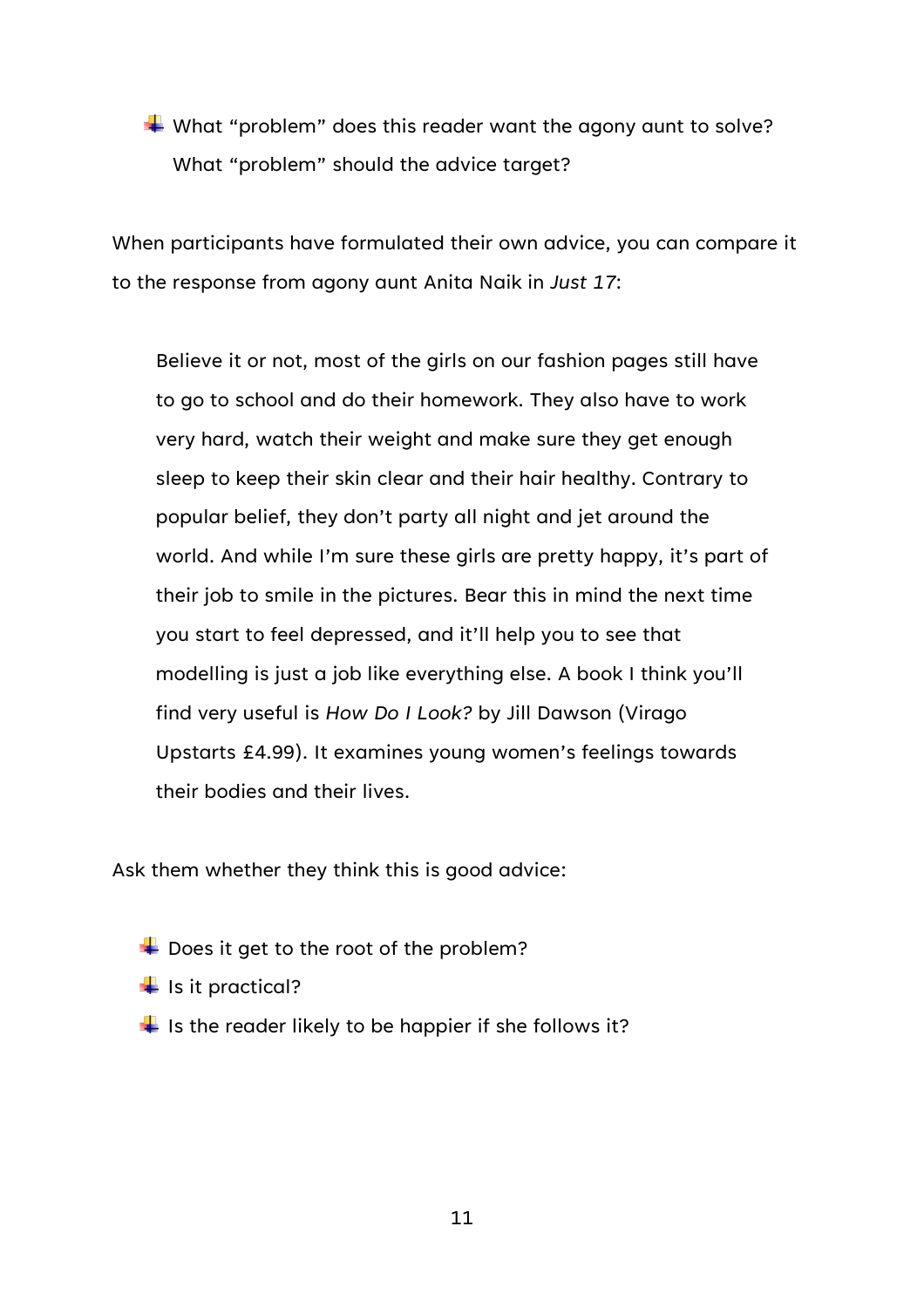- What "problem" does this reader want the agony aunt to solve? What "problem" should the advice target?

When participants have formulated their own advice, you can compare it to the response from agony aunt Anita Naik in *Just 17*:

> Believe it or not, most of the girls on our fashion pages still have to go to school and do their homework. They also have to work very hard, watch their weight and make sure they get enough sleep to keep their skin clear and their hair healthy. Contrary to popular belief, they don't party all night and jet around the world. And while I'm sure these girls are pretty happy, it's part of their job to smile in the pictures. Bear this in mind the next time you start to feel depressed, and it'll help you to see that modelling is just a job like everything else. A book I think you'll find very useful is *How Do I Look?* by Jill Dawson (Virago Upstarts £4.99). It examines young women's feelings towards their bodies and their lives.

Ask them whether they think this is good advice:

- Does it get to the root of the problem?
- Is it practical?
- Is the reader likely to be happier if she follows it?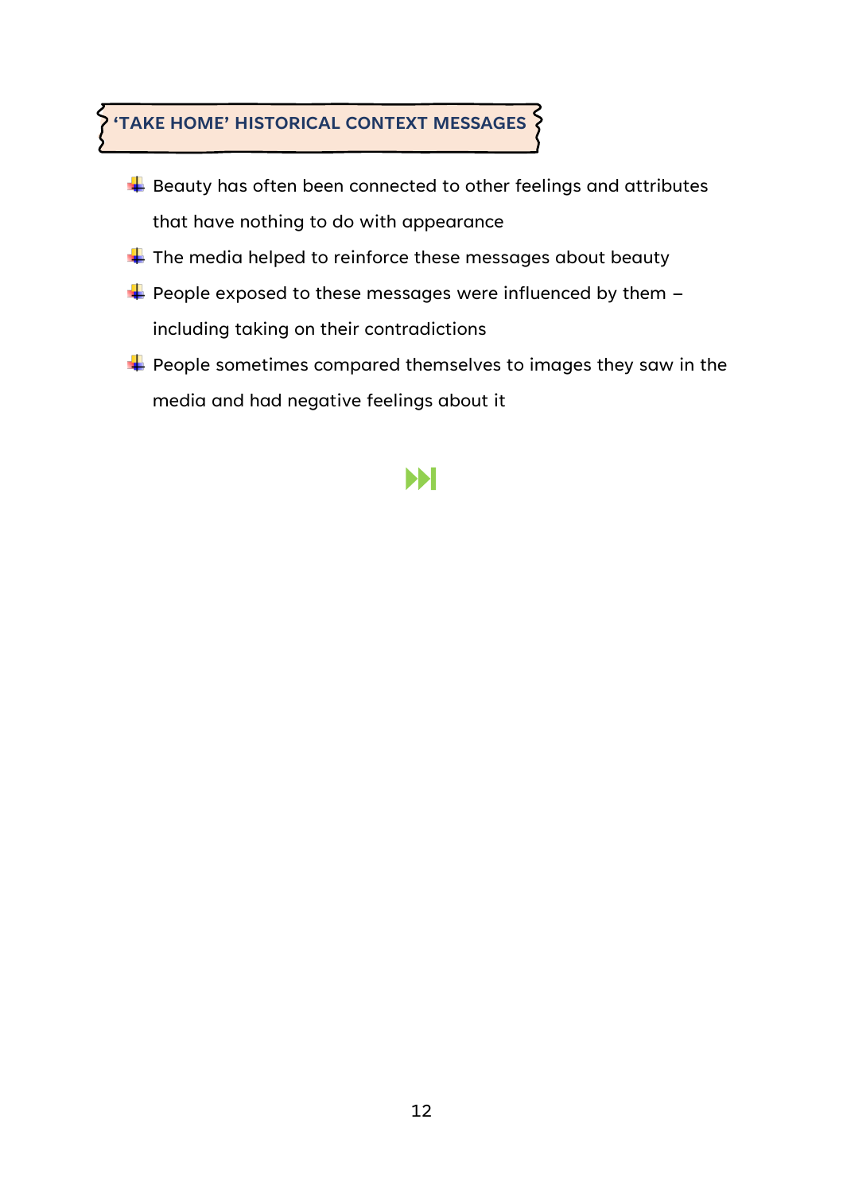## 'TAKE HOME' HISTORICAL CONTEXT MESSAGES

- Beauty has often been connected to other feelings and attributes that have nothing to do with appearance
- The media helped to reinforce these messages about beauty
- People exposed to these messages were influenced by them – including taking on their contradictions
- People sometimes compared themselves to images they saw in the media and had negative feelings about it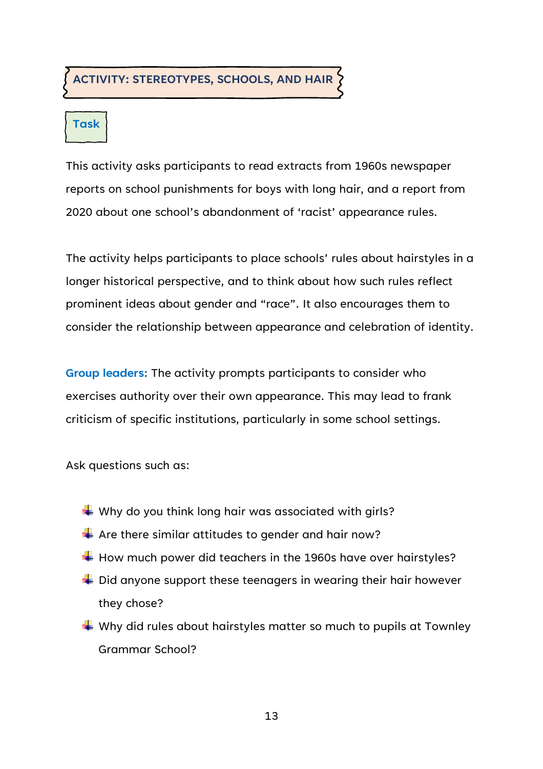## ACTIVITY: STEREOTYPES, SCHOOLS, AND HAIR

### Task

This activity asks participants to read extracts from 1960s newspaper reports on school punishments for boys with long hair, and a report from 2020 about one school's abandonment of 'racist' appearance rules.

The activity helps participants to place schools' rules about hairstyles in a longer historical perspective, and to think about how such rules reflect prominent ideas about gender and "race". It also encourages them to consider the relationship between appearance and celebration of identity.

**Group leaders:** The activity prompts participants to consider who exercises authority over their own appearance. This may lead to frank criticism of specific institutions, particularly in some school settings.

Ask questions such as:

- Why do you think long hair was associated with girls?
- Are there similar attitudes to gender and hair now?
- How much power did teachers in the 1960s have over hairstyles?
- Did anyone support these teenagers in wearing their hair however they chose?
- Why did rules about hairstyles matter so much to pupils at Townley Grammar School?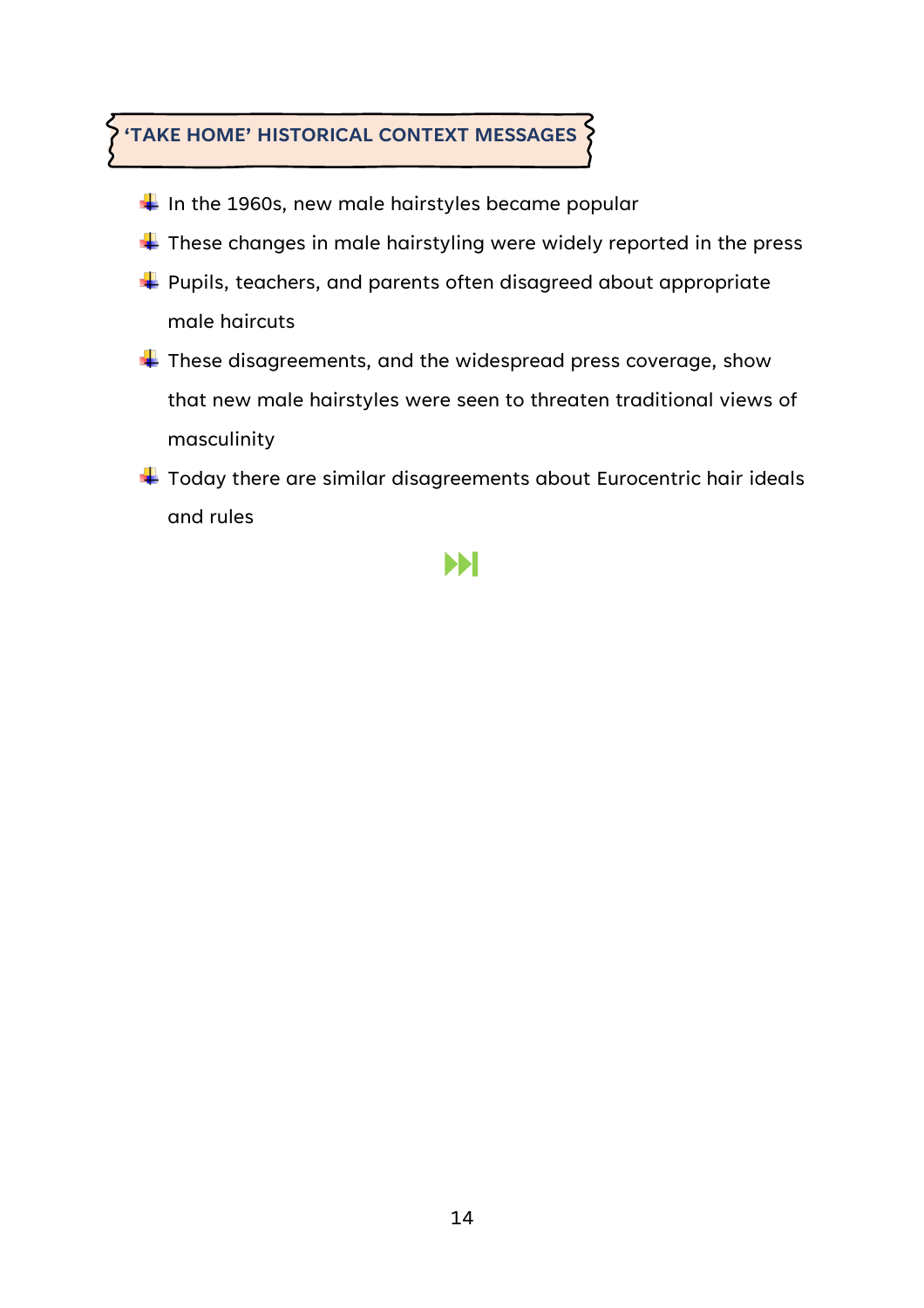## 'TAKE HOME' HISTORICAL CONTEXT MESSAGES

- In the 1960s, new male hairstyles became popular
- These changes in male hairstyling were widely reported in the press
- Pupils, teachers, and parents often disagreed about appropriate male haircuts
- These disagreements, and the widespread press coverage, show that new male hairstyles were seen to threaten traditional views of masculinity
- Today there are similar disagreements about Eurocentric hair ideals and rules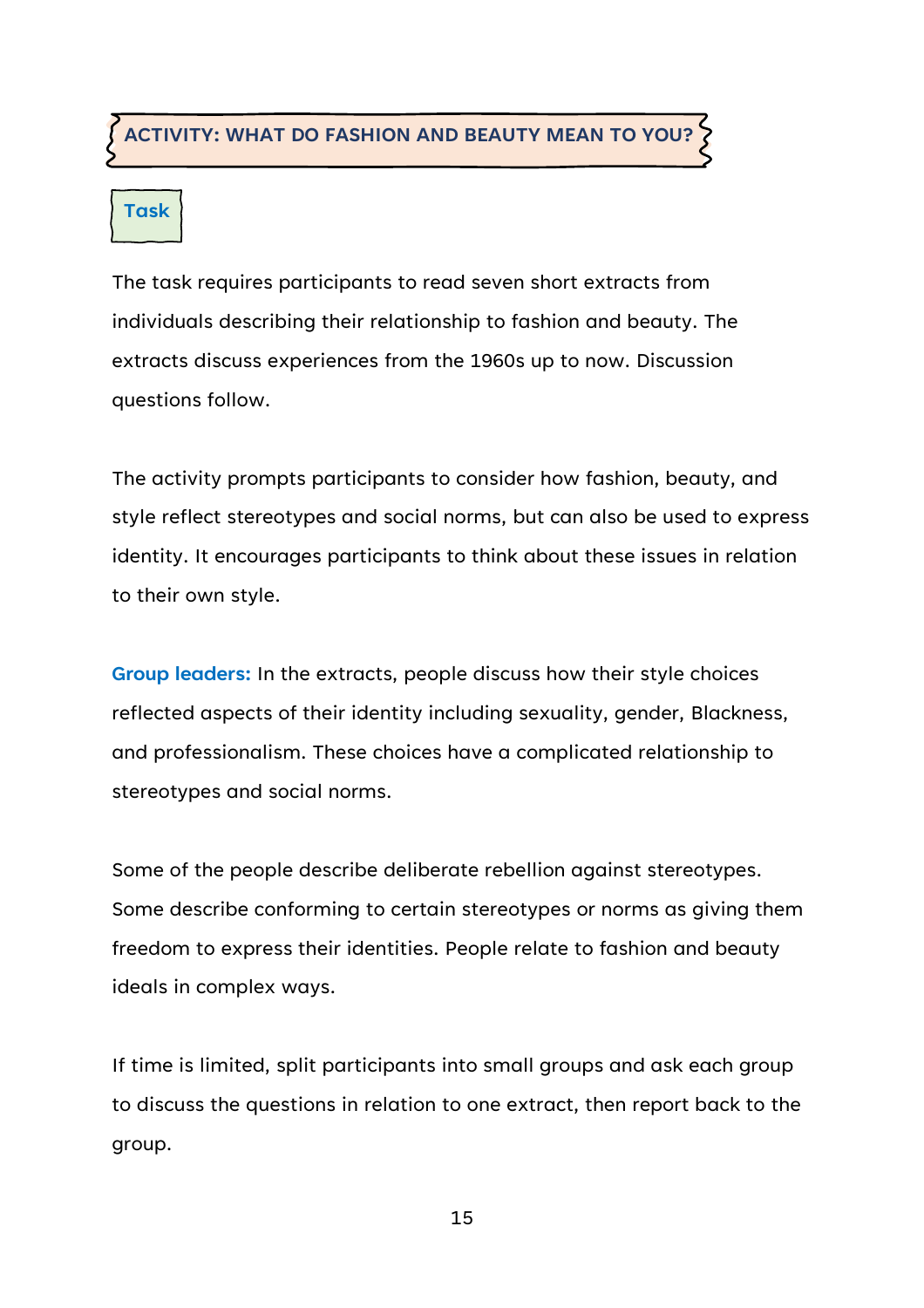## ACTIVITY: WHAT DO FASHION AND BEAUTY MEAN TO YOU?

### Task

The task requires participants to read seven short extracts from individuals describing their relationship to fashion and beauty. The extracts discuss experiences from the 1960s up to now. Discussion questions follow.

The activity prompts participants to consider how fashion, beauty, and style reflect stereotypes and social norms, but can also be used to express identity. It encourages participants to think about these issues in relation to their own style.

**Group leaders:** In the extracts, people discuss how their style choices reflected aspects of their identity including sexuality, gender, Blackness, and professionalism. These choices have a complicated relationship to stereotypes and social norms.

Some of the people describe deliberate rebellion against stereotypes. Some describe conforming to certain stereotypes or norms as giving them freedom to express their identities. People relate to fashion and beauty ideals in complex ways.

If time is limited, split participants into small groups and ask each group to discuss the questions in relation to one extract, then report back to the group.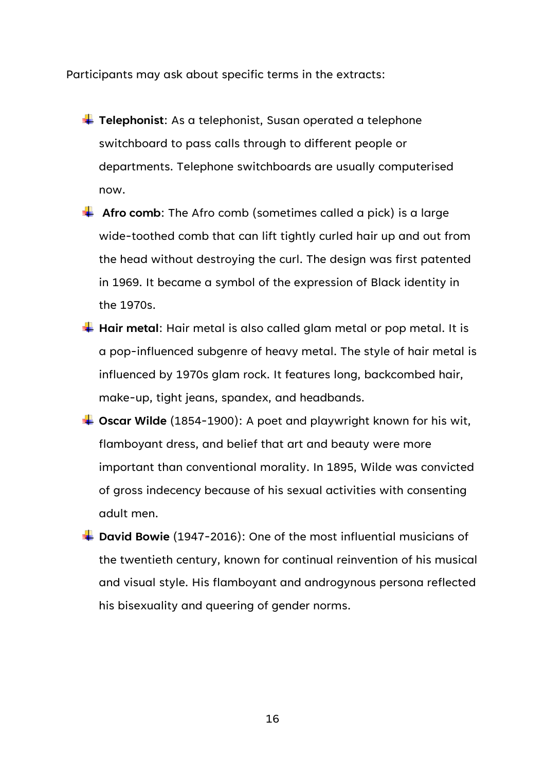Participants may ask about specific terms in the extracts:

- **Telephonist**: As a telephonist, Susan operated a telephone switchboard to pass calls through to different people or departments. Telephone switchboards are usually computerised now.
- **Afro comb**: The Afro comb (sometimes called a pick) is a large wide-toothed comb that can lift tightly curled hair up and out from the head without destroying the curl. The design was first patented in 1969. It became a symbol of the expression of Black identity in the 1970s.
- **Hair metal**: Hair metal is also called glam metal or pop metal. It is a pop-influenced subgenre of heavy metal. The style of hair metal is influenced by 1970s glam rock. It features long, backcombed hair, make-up, tight jeans, spandex, and headbands.
- **Oscar Wilde** (1854-1900): A poet and playwright known for his wit, flamboyant dress, and belief that art and beauty were more important than conventional morality. In 1895, Wilde was convicted of gross indecency because of his sexual activities with consenting adult men.
- **David Bowie** (1947-2016): One of the most influential musicians of the twentieth century, known for continual reinvention of his musical and visual style. His flamboyant and androgynous persona reflected his bisexuality and queering of gender norms.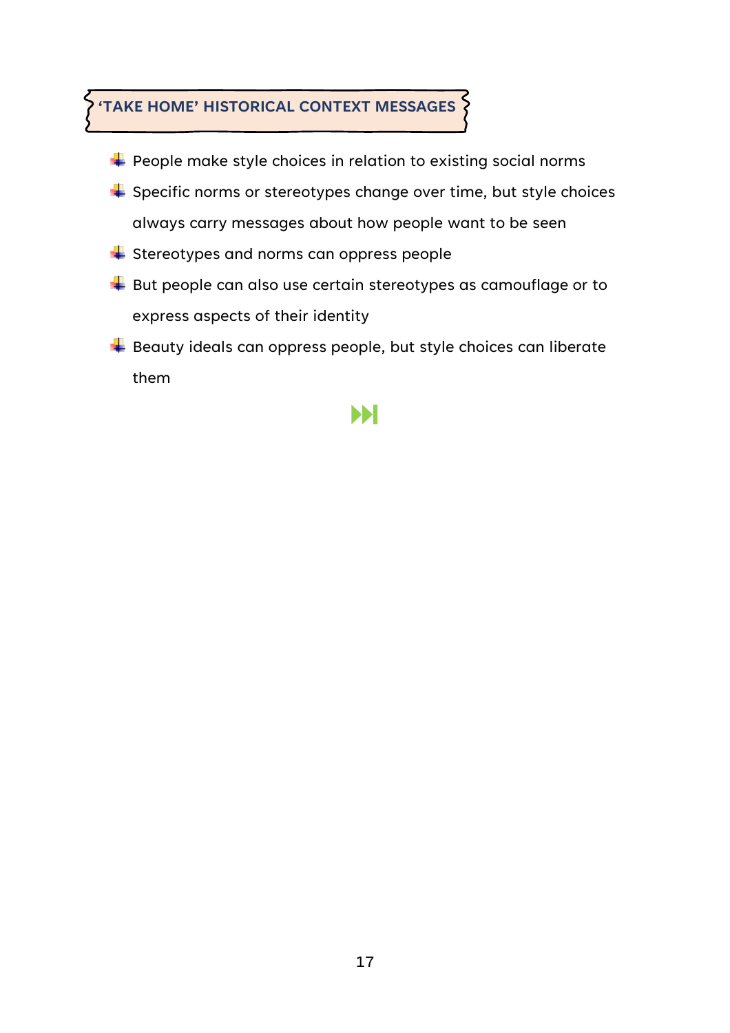## 'TAKE HOME' HISTORICAL CONTEXT MESSAGES

- People make style choices in relation to existing social norms
- Specific norms or stereotypes change over time, but style choices always carry messages about how people want to be seen
- Stereotypes and norms can oppress people
- But people can also use certain stereotypes as camouflage or to express aspects of their identity
- Beauty ideals can oppress people, but style choices can liberate them

⏭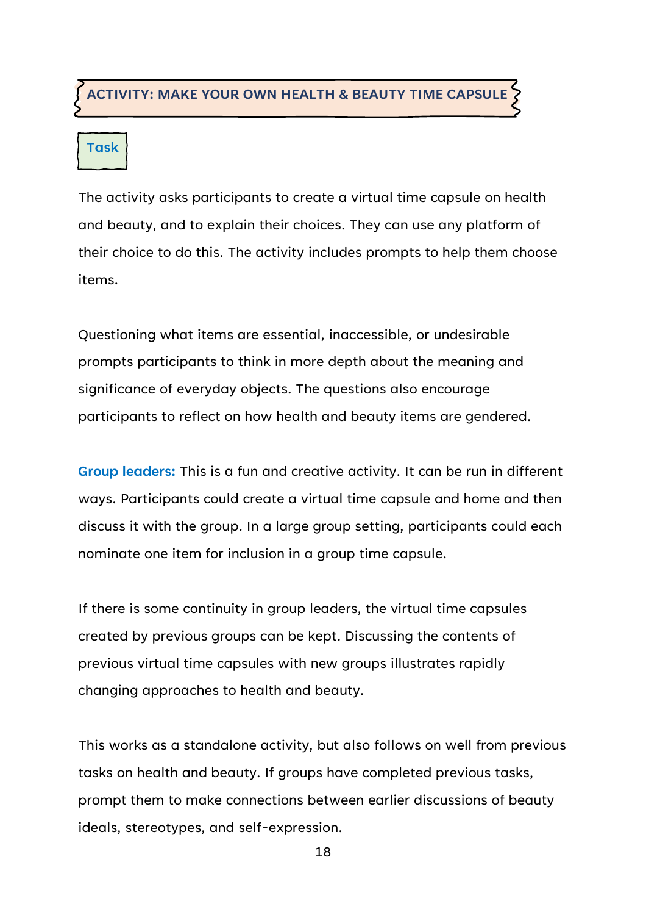## ACTIVITY: MAKE YOUR OWN HEALTH & BEAUTY TIME CAPSULE

### Task

The activity asks participants to create a virtual time capsule on health and beauty, and to explain their choices. They can use any platform of their choice to do this. The activity includes prompts to help them choose items.

Questioning what items are essential, inaccessible, or undesirable prompts participants to think in more depth about the meaning and significance of everyday objects. The questions also encourage participants to reflect on how health and beauty items are gendered.

**Group leaders:** This is a fun and creative activity. It can be run in different ways. Participants could create a virtual time capsule and home and then discuss it with the group. In a large group setting, participants could each nominate one item for inclusion in a group time capsule.

If there is some continuity in group leaders, the virtual time capsules created by previous groups can be kept. Discussing the contents of previous virtual time capsules with new groups illustrates rapidly changing approaches to health and beauty.

This works as a standalone activity, but also follows on well from previous tasks on health and beauty. If groups have completed previous tasks, prompt them to make connections between earlier discussions of beauty ideals, stereotypes, and self-expression.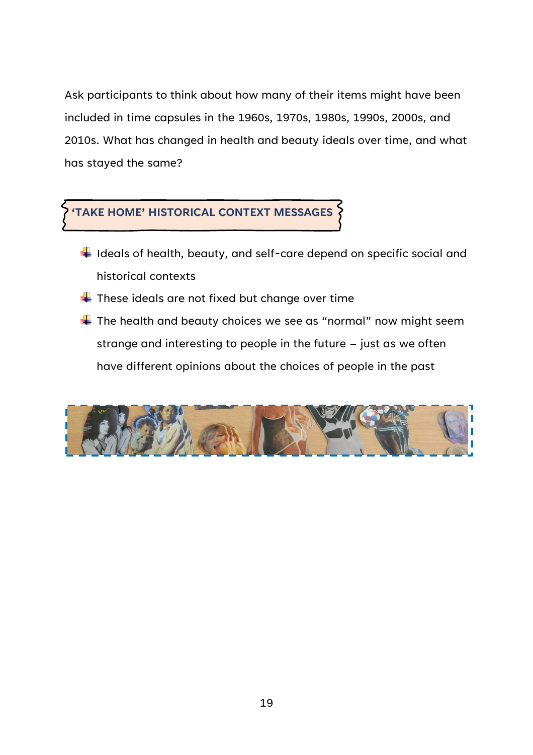Ask participants to think about how many of their items might have been included in time capsules in the 1960s, 1970s, 1980s, 1990s, 2000s, and 2010s. What has changed in health and beauty ideals over time, and what has stayed the same?

## 'TAKE HOME' HISTORICAL CONTEXT MESSAGES

- Ideals of health, beauty, and self-care depend on specific social and historical contexts
- These ideals are not fixed but change over time
- The health and beauty choices we see as "normal" now might seem strange and interesting to people in the future – just as we often have different opinions about the choices of people in the past